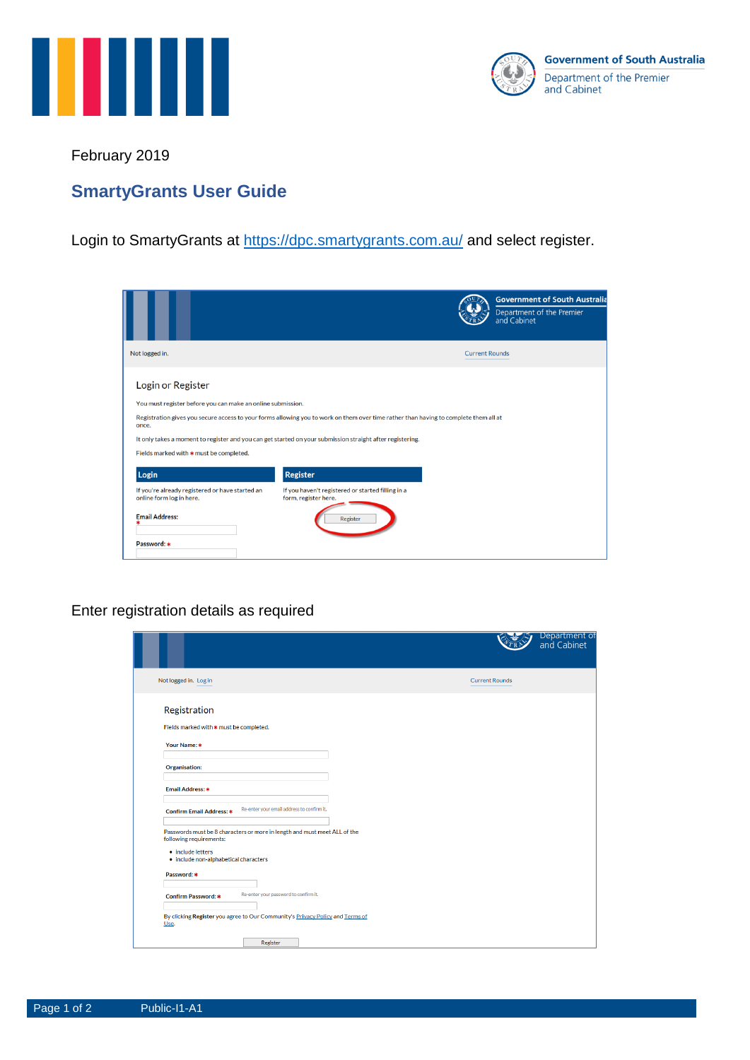February 2019

# SmartyGrants User Guide

Login to SmartyGrants at [https://dpc.smartygrants.com.au/](https://dpc.smartygrants.com.au/) and select register.

Enter registration details as required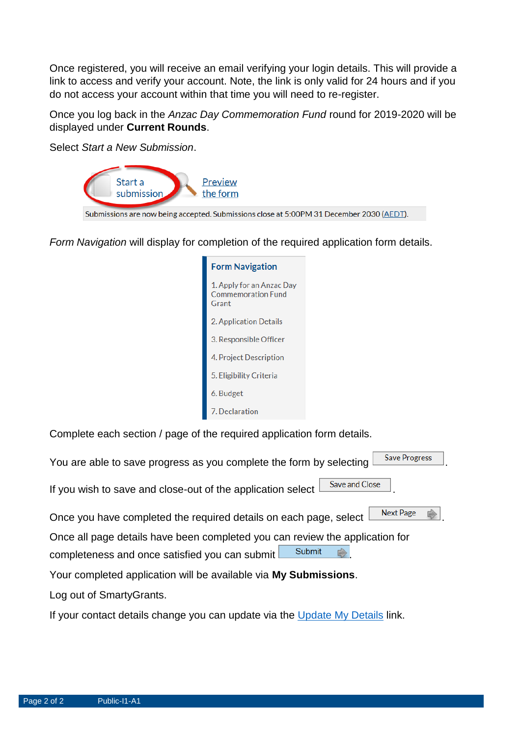Once registered, you will receive an email verifying your login details. This will provide a link to access and verify your account. Note, the link is only valid for 24 hours and if you do not access your account within that time you will need to re-register.

Once you log back in the *Anzac Day Commemoration Fund* round for 2019-2020 will be displayed under **Current Rounds**.

Select *Start a New Submission*.

Start a submission    Preview the form

Submissions are now being accepted. Submissions close at 5:00PM 31 December 2030 (AEDT).

*Form Navigation* will display for completion of the required application form details.

**Form Navigation**

1. Apply for an Anzac Day Commemoration Fund Grant
2. Application Details
3. Responsible Officer
4. Project Description
5. Eligibility Criteria
6. Budget
7. Declaration

Complete each section / page of the required application form details.

You are able to save progress as you complete the form by selecting Save Progress.

If you wish to save and close-out of the application select Save and Close.

Once you have completed the required details on each page, select Next Page.

Once all page details have been completed you can review the application for completeness and once satisfied you can submit Submit.

Your completed application will be available via **My Submissions**.

Log out of SmartyGrants.

If your contact details change you can update via the Update My Details link.